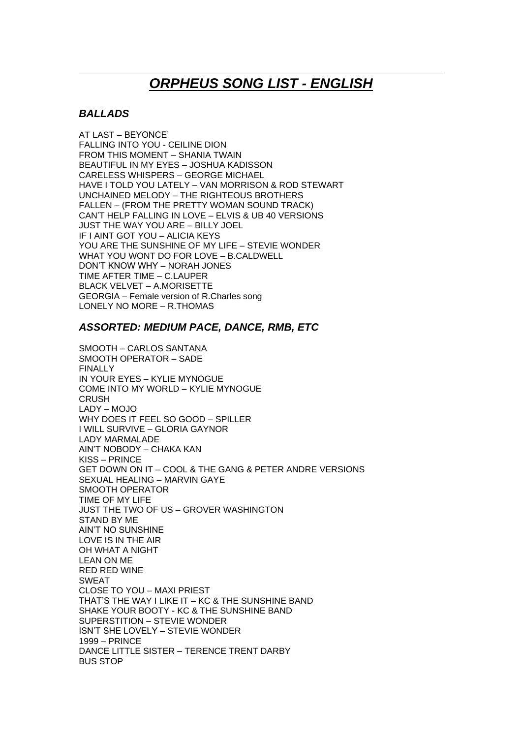# *ORPHEUS SONG LIST - ENGLISH*

## *BALLADS*

AT LAST – BEYONCE'
FALLING INTO YOU - CEILINE DION
FROM THIS MOMENT – SHANIA TWAIN
BEAUTIFUL IN MY EYES – JOSHUA KADISSON
CARELESS WHISPERS – GEORGE MICHAEL
HAVE I TOLD YOU LATELY – VAN MORRISON & ROD STEWART
UNCHAINED MELODY – THE RIGHTEOUS BROTHERS
FALLEN – (FROM THE PRETTY WOMAN SOUND TRACK)
CAN'T HELP FALLING IN LOVE – ELVIS & UB 40 VERSIONS
JUST THE WAY YOU ARE – BILLY JOEL
IF I AINT GOT YOU – ALICIA KEYS
YOU ARE THE SUNSHINE OF MY LIFE – STEVIE WONDER
WHAT YOU WONT DO FOR LOVE – B.CALDWELL
DON'T KNOW WHY – NORAH JONES
TIME AFTER TIME – C.LAUPER
BLACK VELVET – A.MORISETTE
GEORGIA – Female version of R.Charles song
LONELY NO MORE – R.THOMAS

## *ASSORTED: MEDIUM PACE, DANCE, RMB, ETC*

SMOOTH – CARLOS SANTANA
SMOOTH OPERATOR – SADE
FINALLY
IN YOUR EYES – KYLIE MYNOGUE
COME INTO MY WORLD – KYLIE MYNOGUE
CRUSH
LADY – MOJO
WHY DOES IT FEEL SO GOOD – SPILLER
I WILL SURVIVE – GLORIA GAYNOR
LADY MARMALADE
AIN'T NOBODY – CHAKA KAN
KISS – PRINCE
GET DOWN ON IT – COOL & THE GANG & PETER ANDRE VERSIONS
SEXUAL HEALING – MARVIN GAYE
SMOOTH OPERATOR
TIME OF MY LIFE
JUST THE TWO OF US – GROVER WASHINGTON
STAND BY ME
AIN'T NO SUNSHINE
LOVE IS IN THE AIR
OH WHAT A NIGHT
LEAN ON ME
RED RED WINE
SWEAT
CLOSE TO YOU – MAXI PRIEST
THAT'S THE WAY I LIKE IT – KC & THE SUNSHINE BAND
SHAKE YOUR BOOTY - KC & THE SUNSHINE BAND
SUPERSTITION – STEVIE WONDER
ISN'T SHE LOVELY – STEVIE WONDER
1999 – PRINCE
DANCE LITTLE SISTER – TERENCE TRENT DARBY
BUS STOP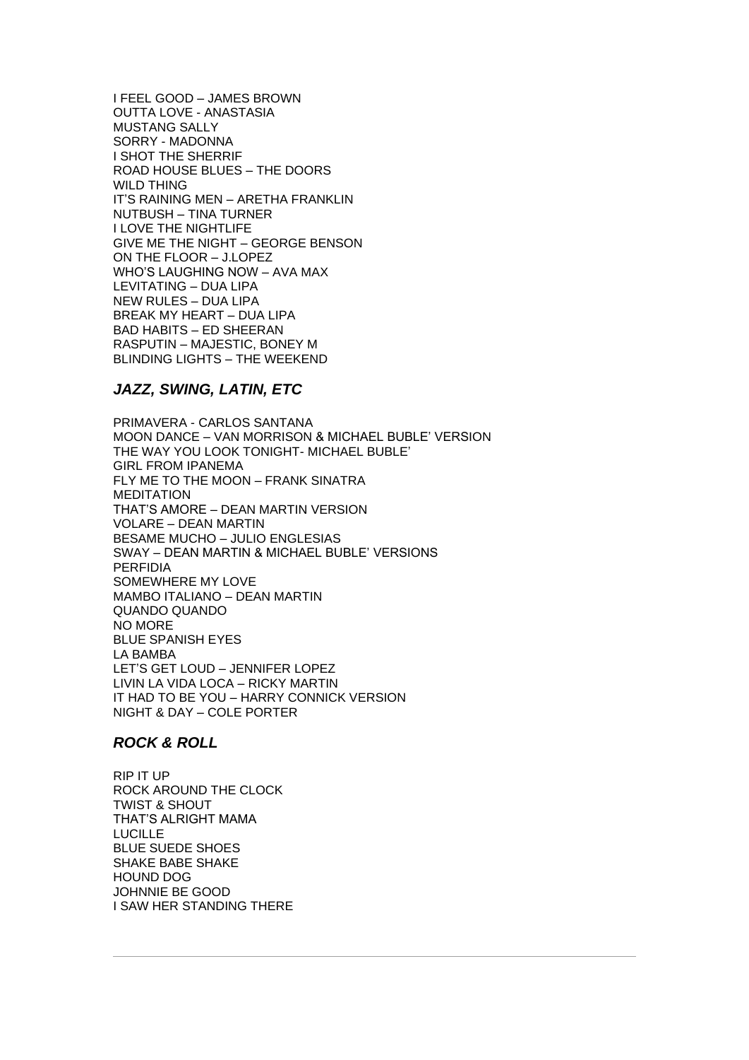I FEEL GOOD – JAMES BROWN
OUTTA LOVE - ANASTASIA
MUSTANG SALLY
SORRY - MADONNA
I SHOT THE SHERRIF
ROAD HOUSE BLUES – THE DOORS
WILD THING
IT'S RAINING MEN – ARETHA FRANKLIN
NUTBUSH – TINA TURNER
I LOVE THE NIGHTLIFE
GIVE ME THE NIGHT – GEORGE BENSON
ON THE FLOOR – J.LOPEZ
WHO'S LAUGHING NOW – AVA MAX
LEVITATING – DUA LIPA
NEW RULES – DUA LIPA
BREAK MY HEART – DUA LIPA
BAD HABITS – ED SHEERAN
RASPUTIN – MAJESTIC, BONEY M
BLINDING LIGHTS – THE WEEKEND

## *JAZZ, SWING, LATIN, ETC*

PRIMAVERA - CARLOS SANTANA
MOON DANCE – VAN MORRISON & MICHAEL BUBLE' VERSION
THE WAY YOU LOOK TONIGHT- MICHAEL BUBLE'
GIRL FROM IPANEMA
FLY ME TO THE MOON – FRANK SINATRA
MEDITATION
THAT'S AMORE – DEAN MARTIN VERSION
VOLARE – DEAN MARTIN
BESAME MUCHO – JULIO ENGLESIAS
SWAY – DEAN MARTIN & MICHAEL BUBLE' VERSIONS
PERFIDIA
SOMEWHERE MY LOVE
MAMBO ITALIANO – DEAN MARTIN
QUANDO QUANDO
NO MORE
BLUE SPANISH EYES
LA BAMBA
LET'S GET LOUD – JENNIFER LOPEZ
LIVIN LA VIDA LOCA – RICKY MARTIN
IT HAD TO BE YOU – HARRY CONNICK VERSION
NIGHT & DAY – COLE PORTER

## *ROCK & ROLL*

RIP IT UP
ROCK AROUND THE CLOCK
TWIST & SHOUT
THAT'S ALRIGHT MAMA
LUCILLE
BLUE SUEDE SHOES
SHAKE BABE SHAKE
HOUND DOG
JOHNNIE BE GOOD
I SAW HER STANDING THERE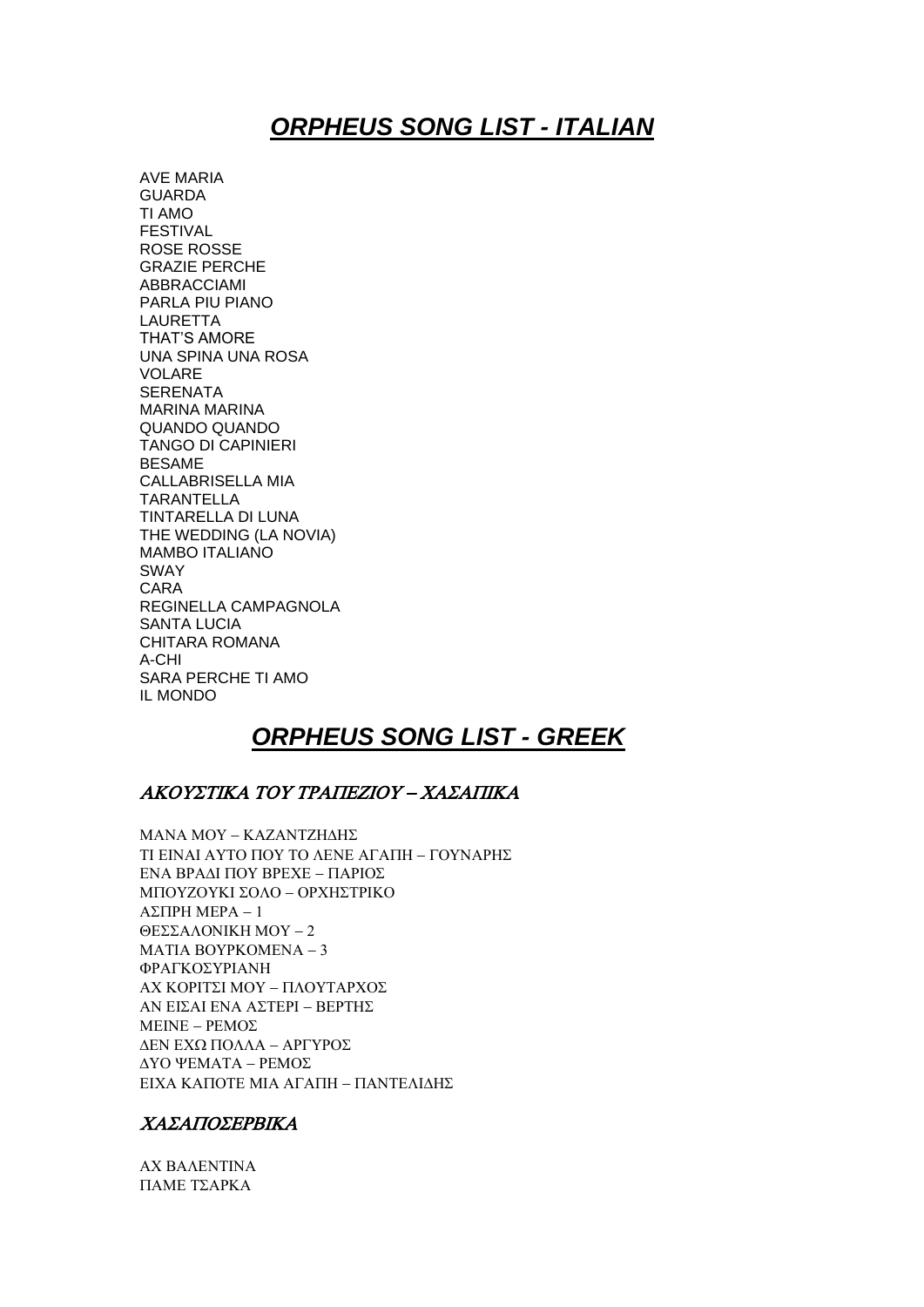# ***ORPHEUS SONG LIST - ITALIAN***

AVE MARIA
GUARDA
TI AMO
FESTIVAL
ROSE ROSSE
GRAZIE PERCHE
ABBRACCIAMI
PARLA PIU PIANO
LAURETTA
THAT'S AMORE
UNA SPINA UNA ROSA
VOLARE
SERENATA
MARINA MARINA
QUANDO QUANDO
TANGO DI CAPINIERI
BESAME
CALLABRISELLA MIA
TARANTELLA
TINTARELLA DI LUNA
THE WEDDING (LA NOVIA)
MAMBO ITALIANO
SWAY
CARA
REGINELLA CAMPAGNOLA
SANTA LUCIA
CHITARA ROMANA
A-CHI
SARA PERCHE TI AMO
IL MONDO

# ***ORPHEUS SONG LIST - GREEK***

## *ΑΚΟΥΣΤΙΚΑ ΤΟΥ ΤΡΑΠΕΖΙΟΥ – ΧΑΣΑΠΙΚΑ*

ΜΑΝΑ ΜΟΥ – ΚΑΖΑΝΤΖΗΔΗΣ
ΤΙ ΕΙΝΑΙ ΑΥΤΟ ΠΟΥ ΤΟ ΛΕΝΕ ΑΓΑΠΗ – ΓΟΥΝΑΡΗΣ
ΕΝΑ ΒΡΑΔΙ ΠΟΥ ΒΡΕΧΕ – ΠΑΡΙΟΣ
ΜΠΟΥΖΟΥΚΙ ΣΟΛΟ – ΟΡΧΗΣΤΡΙΚΟ
ΑΣΠΡΗ ΜΕΡΑ – 1
ΘΕΣΣΑΛΟΝΙΚΗ ΜΟΥ – 2
ΜΑΤΙΑ ΒΟΥΡΚΟΜΕΝΑ – 3
ΦΡΑΓΚΟΣΥΡΙΑΝΗ
ΑΧ ΚΟΡΙΤΣΙ ΜΟΥ – ΠΛΟΥΤΑΡΧΟΣ
ΑΝ ΕΙΣΑΙ ΕΝΑ ΑΣΤΕΡΙ – ΒΕΡΤΗΣ
ΜΕΙΝΕ – ΡΕΜΟΣ
ΔΕΝ ΕΧΩ ΠΟΛΛΑ – ΑΡΓΥΡΟΣ
ΔΥΟ ΨΕΜΑΤΑ – ΡΕΜΟΣ
ΕΙΧΑ ΚΑΠΟΤΕ ΜΙΑ ΑΓΑΠΗ – ΠΑΝΤΕΛΙΔΗΣ

## *ΧΑΣΑΠΟΣΕΡΒΙΚΑ*

ΑΧ ΒΑΛΕΝΤΙΝΑ
ΠΑΜΕ ΤΣΑΡΚΑ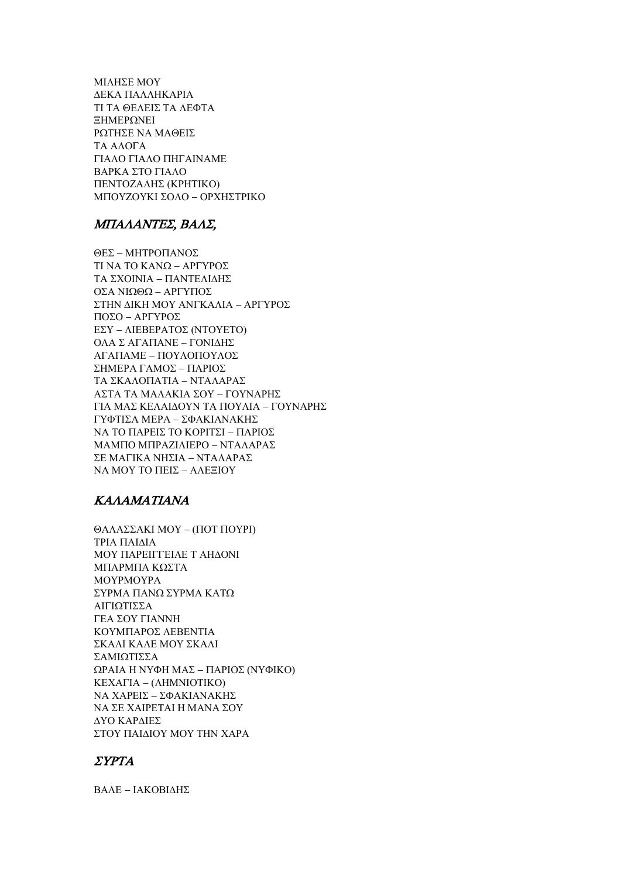ΜΙΛΗΣΕ ΜΟΥ
ΔΕΚΑ ΠΑΛΛΗΚΑΡΙΑ
ΤΙ ΤΑ ΘΕΛΕΙΣ ΤΑ ΛΕΦΤΑ
ΞΗΜΕΡΩΝΕΙ
ΡΩΤΗΣΕ ΝΑ ΜΑΘΕΙΣ
ΤΑ ΑΛΟΓΑ
ΓΙΑΛΟ ΓΙΑΛΟ ΠΗΓΑΙΝΑΜΕ
ΒΑΡΚΑ ΣΤΟ ΓΙΑΛΟ
ΠΕΝΤΟΖΑΛΗΣ (ΚΡΗΤΙΚΟ)
ΜΠΟΥΖΟΥΚΙ ΣΟΛΟ – ΟΡΧΗΣΤΡΙΚΟ

## *ΜΠΑΛΑΝΤΕΣ, ΒΑΛΣ,*

ΘΕΣ – ΜΗΤΡΟΠΑΝΟΣ
ΤΙ ΝΑ ΤΟ ΚΑΝΩ – ΑΡΓΥΡΟΣ
ΤΑ ΣΧΟΙΝΙΑ – ΠΑΝΤΕΛΙΔΗΣ
ΟΣΑ ΝΙΩΘΩ – ΑΡΓΥΠΟΣ
ΣΤΗΝ ΔΙΚΗ ΜΟΥ ΑΝΓΚΑΛΙΑ – ΑΡΓΥΡΟΣ
ΠΟΣΟ – ΑΡΓΥΡΟΣ
ΕΣΥ – ΛΙΕΒΕΡΑΤΟΣ (ΝΤΟΥΕΤΟ)
ΟΛΑ Σ ΑΓΑΠΑΝΕ – ΓΟΝΙΔΗΣ
ΑΓΑΠΑΜΕ – ΠΟΥΛΟΠΟΥΛΟΣ
ΣΗΜΕΡΑ ΓΑΜΟΣ – ΠΑΡΙΟΣ
ΤΑ ΣΚΑΛΟΠΑΤΙΑ – ΝΤΑΛΑΡΑΣ
ΑΣΤΑ ΤΑ ΜΑΛΑΚΙΑ ΣΟΥ – ΓΟΥΝΑΡΗΣ
ΓΙΑ ΜΑΣ ΚΕΛΑΙΔΟΥΝ ΤΑ ΠΟΥΛΙΑ – ΓΟΥΝΑΡΗΣ
ΓΥΦΤΙΣΑ ΜΕΡΑ – ΣΦΑΚΙΑΝΑΚΗΣ
ΝΑ ΤΟ ΠΑΡΕΙΣ ΤΟ ΚΟΡΙΤΣΙ – ΠΑΡΙΟΣ
ΜΑΜΠΟ ΜΠΡΑΖΙΛΙΕΡΟ – ΝΤΑΛΑΡΑΣ
ΣΕ ΜΑΓΙΚΑ ΝΗΣΙΑ – ΝΤΑΛΑΡΑΣ
ΝΑ ΜΟΥ ΤΟ ΠΕΙΣ – ΑΛΕΞΙΟΥ

## *ΚΑΛΑΜΑΤΙΑΝΑ*

ΘΑΛΑΣΣΑΚΙ ΜΟΥ – (ΠΟΤ ΠΟΥΡΙ)
ΤΡΙΑ ΠΑΙΔΙΑ
ΜΟΥ ΠΑΡΕΙΓΓΕΙΛΕ Τ ΑΗΔΟΝΙ
ΜΠΑΡΜΠΑ ΚΩΣΤΑ
ΜΟΥΡΜΟΥΡΑ
ΣΥΡΜΑ ΠΑΝΩ ΣΥΡΜΑ ΚΑΤΩ
ΑΙΓΙΩΤΙΣΣΑ
ΓΕΑ ΣΟΥ ΓΙΑΝΝΗ
ΚΟΥΜΠΑΡΟΣ ΛΕΒΕΝΤΙΑ
ΣΚΑΛΙ ΚΑΛΕ ΜΟΥ ΣΚΑΛΙ
ΣΑΜΙΩΤΙΣΣΑ
ΩΡΑΙΑ Η ΝΥΦΗ ΜΑΣ – ΠΑΡΙΟΣ (ΝΥΦΙΚΟ)
ΚΕΧΑΓΙΑ – (ΛΗΜΝΙΟΤΙΚΟ)
ΝΑ ΧΑΡΕΙΣ – ΣΦΑΚΙΑΝΑΚΗΣ
ΝΑ ΣΕ ΧΑΙΡΕΤΑΙ Η ΜΑΝΑ ΣΟΥ
ΔΥΟ ΚΑΡΔΙΕΣ
ΣΤΟΥ ΠΑΙΔΙΟΥ ΜΟΥ ΤΗΝ ΧΑΡΑ

## *ΣΥΡΤΑ*

ΒΑΛΕ – ΙΑΚΟΒΙΔΗΣ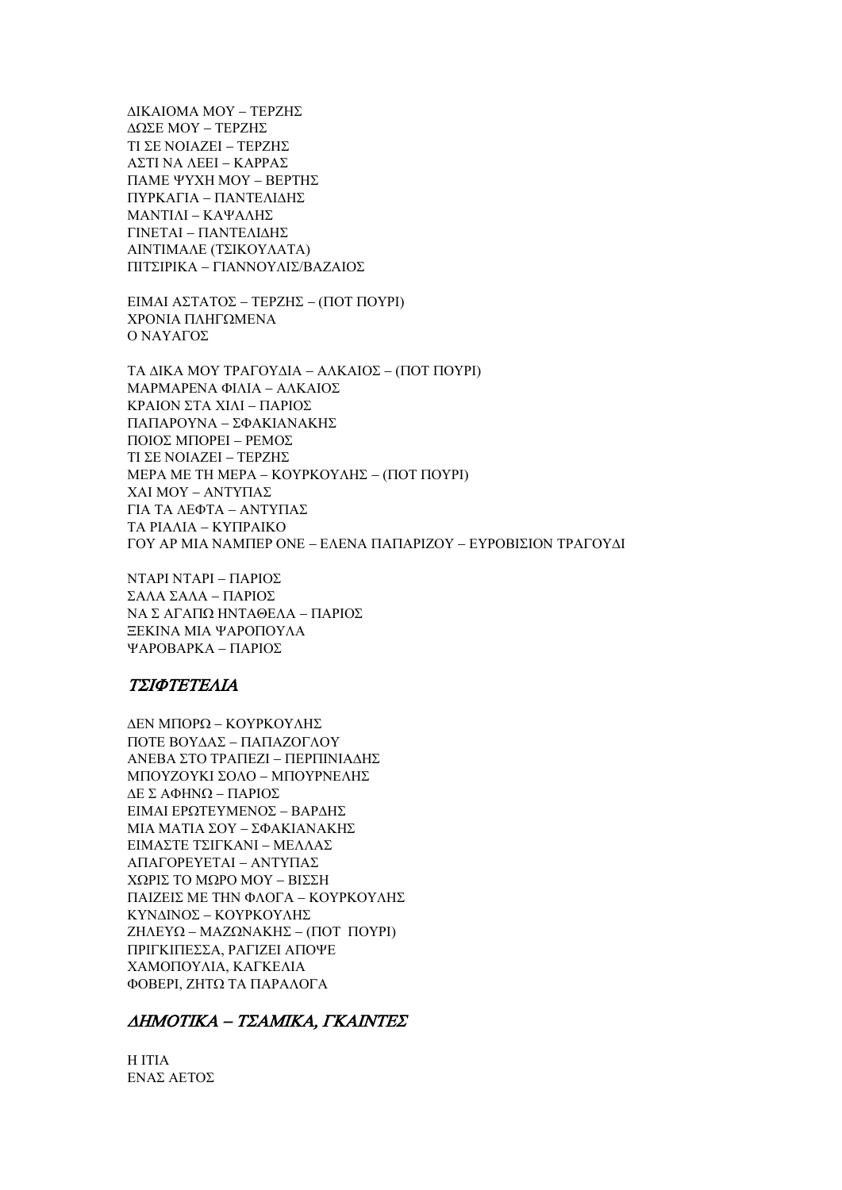ΔΙΚΑΙΩΜΑ ΜΟΥ – ΤΕΡΖΗΣ
ΔΩΣΕ ΜΟΥ – ΤΕΡΖΗΣ
ΤΙ ΣΕ ΝΟΙΑΖΕΙ – ΤΕΡΖΗΣ
ΑΣΤΙ ΝΑ ΛΕΕΙ – ΚΑΡΡΑΣ
ΠΑΜΕ ΨΥΧΗ ΜΟΥ – ΒΕΡΤΗΣ
ΠΥΡΚΑΓΙΑ – ΠΑΝΤΕΛΙΔΗΣ
ΜΑΝΤΙΛΙ – ΚΑΨΑΛΗΣ
ΓΙΝΕΤΑΙ – ΠΑΝΤΕΛΙΔΗΣ
ΑΙΝΤΙΜΑΛΕ (ΤΣΙΚΟΥΛΑΤΑ)
ΠΙΤΣΙΡΙΚΑ – ΓΙΑΝΝΟΥΛΙΣ/ΒΑΖΑΙΟΣ

ΕΙΜΑΙ ΑΣΤΑΤΟΣ – ΤΕΡΖΗΣ – (ΠΟΤ ΠΟΥΡΙ)
ΧΡΟΝΙΑ ΠΛΗΓΩΜΕΝΑ
Ο ΝΑΥΑΓΟΣ

ΤΑ ΔΙΚΑ ΜΟΥ ΤΡΑΓΟΥΔΙΑ – ΑΛΚΑΙΟΣ – (ΠΟΤ ΠΟΥΡΙ)
ΜΑΡΜΑΡΕΝΑ ΦΙΛΙΑ – ΑΛΚΑΙΟΣ
ΚΡΑΙΟΝ ΣΤΑ ΧΙΛΙ – ΠΑΡΙΟΣ
ΠΑΠΑΡΟΥΝΑ – ΣΦΑΚΙΑΝΑΚΗΣ
ΠΟΙΟΣ ΜΠΟΡΕΙ – ΡΕΜΟΣ
ΤΙ ΣΕ ΝΟΙΑΖΕΙ – ΤΕΡΖΗΣ
ΜΕΡΑ ΜΕ ΤΗ ΜΕΡΑ – ΚΟΥΡΚΟΥΛΗΣ – (ΠΟΤ ΠΟΥΡΙ)
ΧΑΙ ΜΟΥ – ΑΝΤΥΠΑΣ
ΓΙΑ ΤΑ ΛΕΦΤΑ – ΑΝΤΥΠΑΣ
ΤΑ ΡΙΑΛΙΑ – ΚΥΠΡΑΙΚΟ
ΓΟΥ ΑΡ ΜΙΑ ΝΑΜΠΕΡ ΟΝΕ – ΕΛΕΝΑ ΠΑΠΑΡΙΖΟΥ – ΕΥΡΟΒΙΣΙΟΝ ΤΡΑΓΟΥΔΙ

ΝΤΑΡΙ ΝΤΑΡΙ – ΠΑΡΙΟΣ
ΣΑΛΑ ΣΑΛΑ – ΠΑΡΙΟΣ
ΝΑ Σ ΑΓΑΠΩ ΗΝΤΑΘΕΛΑ – ΠΑΡΙΟΣ
ΞΕΚΙΝΑ ΜΙΑ ΨΑΡΟΠΟΥΛΑ
ΨΑΡΟΒΑΡΚΑ – ΠΑΡΙΟΣ

## *ΤΣΙΦΤΕΤΕΛΙΑ*

ΔΕΝ ΜΠΟΡΩ – ΚΟΥΡΚΟΥΛΗΣ
ΠΟΤΕ ΒΟΥΔΑΣ – ΠΑΠΑΖΟΓΛΟΥ
ΑΝΕΒΑ ΣΤΟ ΤΡΑΠΕΖΙ – ΠΕΡΠΙΝΙΑΔΗΣ
ΜΠΟΥΖΟΥΚΙ ΣΟΛΟ – ΜΠΟΥΡΝΕΛΗΣ
ΔΕ Σ ΑΦΗΝΩ – ΠΑΡΙΟΣ
ΕΙΜΑΙ ΕΡΩΤΕΥΜΕΝΟΣ – ΒΑΡΔΗΣ
ΜΙΑ ΜΑΤΙΑ ΣΟΥ – ΣΦΑΚΙΑΝΑΚΗΣ
ΕΙΜΑΣΤΕ ΤΣΙΓΚΑΝΙ – ΜΕΛΛΑΣ
ΑΠΑΓΟΡΕΥΕΤΑΙ – ΑΝΤΥΠΑΣ
ΧΩΡΙΣ ΤΟ ΜΩΡΟ ΜΟΥ – ΒΙΣΣΗ
ΠΑΙΖΕΙΣ ΜΕ ΤΗΝ ΦΛΟΓΑ – ΚΟΥΡΚΟΥΛΗΣ
ΚΥΝΔΙΝΟΣ – ΚΟΥΡΚΟΥΛΗΣ
ΖΗΛΕΥΩ – ΜΑΖΩΝΑΚΗΣ – (ΠΟΤ ΠΟΥΡΙ)
ΠΡΙΓΚΙΠΕΣΣΑ, ΡΑΓΙΖΕΙ ΑΠΟΨΕ
ΧΑΜΟΠΟΥΛΙΑ, ΚΑΓΚΕΛΙΑ
ΦΟΒΕΡΙ, ΖΗΤΩ ΤΑ ΠΑΡΑΛΟΓΑ

## *ΔΗΜΟΤΙΚΑ – ΤΣΑΜΙΚΑ, ΓΚΑΙΝΤΕΣ*

Η ΙΤΙΑ
ΕΝΑΣ ΑΕΤΟΣ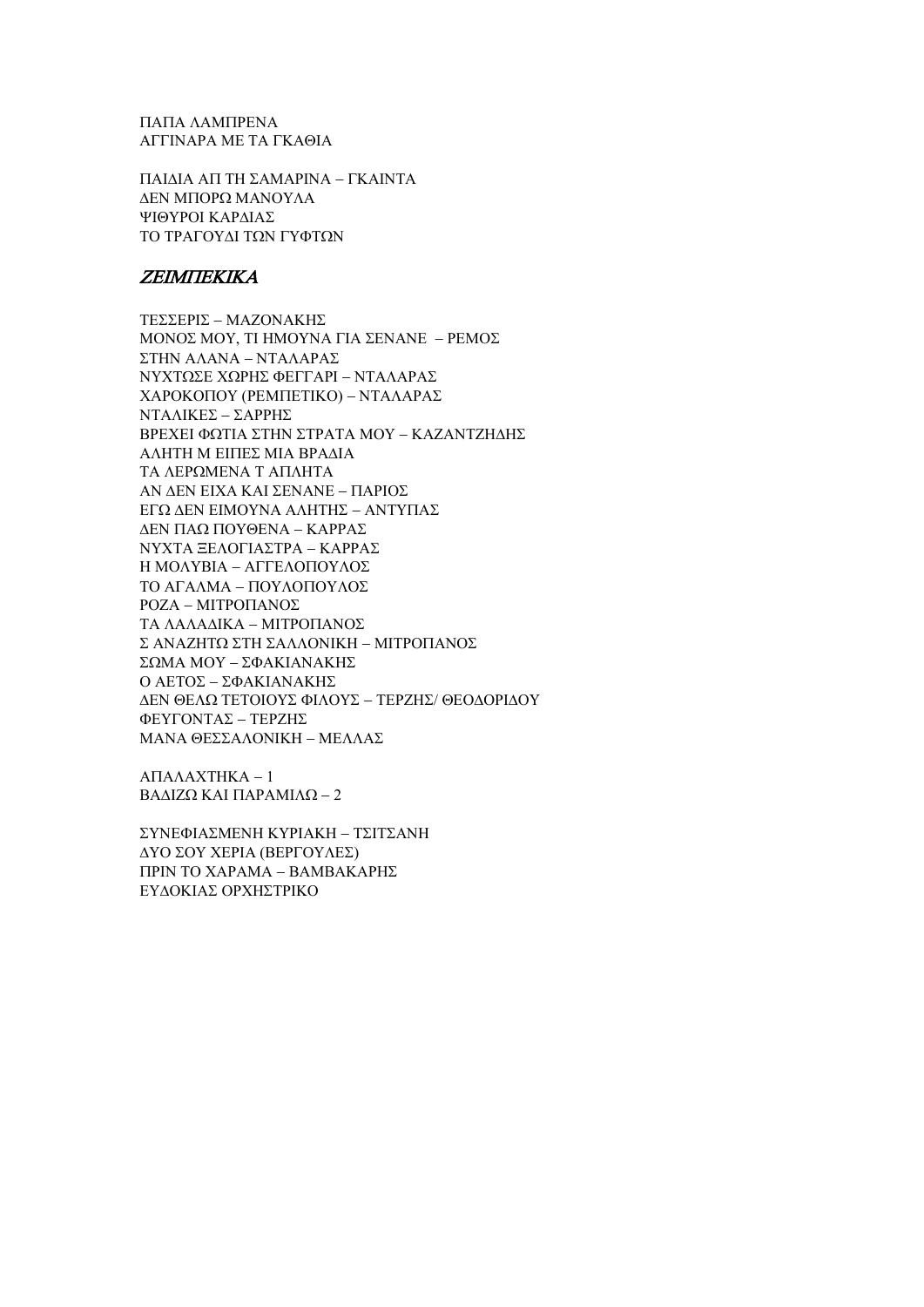ΠΑΠΑ ΛΑΜΠΡΕΝΑ
ΑΓΓΙΝΑΡΑ ΜΕ ΤΑ ΓΚΑΘΙΑ

ΠΑΙΔΙΑ ΑΠ ΤΗ ΣΑΜΑΡΙΝΑ – ΓΚΑΙΝΤΑ
ΔΕΝ ΜΠΟΡΩ ΜΑΝΟΥΛΑ
ΨΙΘΥΡΟΙ ΚΑΡΔΙΑΣ
ΤΟ ΤΡΑΓΟΥΔΙ ΤΩΝ ΓΥΦΤΩΝ

## *ΖΕΙΜΠΕΚΙΚΑ*

ΤΕΣΣΕΡΙΣ – ΜΑΖΟΝΑΚΗΣ
ΜΟΝΟΣ ΜΟΥ, ΤΙ ΗΜΟΥΝΑ ΓΙΑ ΣΕΝΑΝΕ – ΡΕΜΟΣ
ΣΤΗΝ ΑΛΑΝΑ – ΝΤΑΛΑΡΑΣ
ΝΥΧΤΩΣΕ ΧΩΡΗΣ ΦΕΓΓΑΡΙ – ΝΤΑΛΑΡΑΣ
ΧΑΡΟΚΟΠΟΥ (ΡΕΜΠΕΤΙΚΟ) – ΝΤΑΛΑΡΑΣ
ΝΤΑΛΙΚΕΣ – ΣΑΡΡΗΣ
ΒΡΕΧΕΙ ΦΩΤΙΑ ΣΤΗΝ ΣΤΡΑΤΑ ΜΟΥ – ΚΑΖΑΝΤΖΗΔΗΣ
ΑΛΗΤΗ Μ ΕΙΠΕΣ ΜΙΑ ΒΡΑΔΙΑ
ΤΑ ΛΕΡΩΜΕΝΑ Τ ΑΠΛΗΤΑ
ΑΝ ΔΕΝ ΕΙΧΑ ΚΑΙ ΣΕΝΑΝΕ – ΠΑΡΙΟΣ
ΕΓΩ ΔΕΝ ΕΙΜΟΥΝΑ ΑΛΗΤΗΣ – ΑΝΤΥΠΑΣ
ΔΕΝ ΠΑΩ ΠΟΥΘΕΝΑ – ΚΑΡΡΑΣ
ΝΥΧΤΑ ΞΕΛΟΓΙΑΣΤΡΑ – ΚΑΡΡΑΣ
Η ΜΟΛΥΒΙΑ – ΑΓΓΕΛΟΠΟΥΛΟΣ
ΤΟ ΑΓΑΛΜΑ – ΠΟΥΛΟΠΟΥΛΟΣ
ΡΟΖΑ – ΜΙΤΡΟΠΑΝΟΣ
ΤΑ ΛΑΛΑΔΙΚΑ – ΜΙΤΡΟΠΑΝΟΣ
Σ ΑΝΑΖΗΤΩ ΣΤΗ ΣΑΛΛΟΝΙΚΗ – ΜΙΤΡΟΠΑΝΟΣ
ΣΩΜΑ ΜΟΥ – ΣΦΑΚΙΑΝΑΚΗΣ
Ο ΑΕΤΟΣ – ΣΦΑΚΙΑΝΑΚΗΣ
ΔΕΝ ΘΕΛΩ ΤΕΤΟΙΟΥΣ ΦΙΛΟΥΣ – ΤΕΡΖΗΣ/ ΘΕΟΔΟΡΙΔΟΥ
ΦΕΥΓΟΝΤΑΣ – ΤΕΡΖΗΣ
ΜΑΝΑ ΘΕΣΣΑΛΟΝΙΚΗ – ΜΕΛΛΑΣ

ΑΠΑΛΑΧΤΗΚΑ – 1
ΒΑΔΙΖΩ ΚΑΙ ΠΑΡΑΜΙΛΩ – 2

ΣΥΝΕΦΙΑΣΜΕΝΗ ΚΥΡΙΑΚΗ – ΤΣΙΤΣΑΝΗ
ΔΥΟ ΣΟΥ ΧΕΡΙΑ (ΒΕΡΓΟΥΛΕΣ)
ΠΡΙΝ ΤΟ ΧΑΡΑΜΑ – ΒΑΜΒΑΚΑΡΗΣ
ΕΥΔΟΚΙΑΣ ΟΡΧΗΣΤΡΙΚΟ